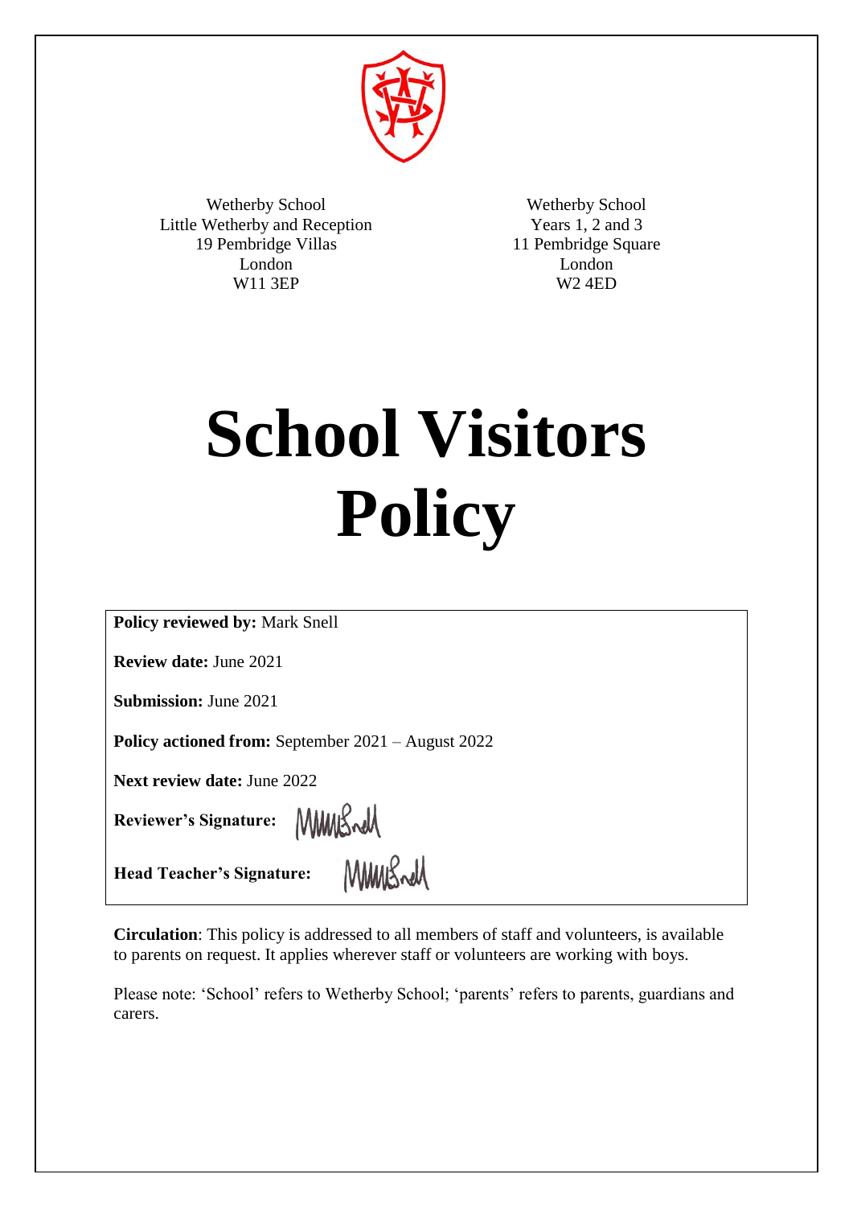Wetherby School
Little Wetherby and Reception
19 Pembridge Villas
London
W11 3EP

Wetherby School
Years 1, 2 and 3
11 Pembridge Square
London
W2 4ED

# School Visitors Policy

**Policy reviewed by:** Mark Snell

**Review date:** June 2021

**Submission:** June 2021

**Policy actioned from:** September 2021 – August 2022

**Next review date:** June 2022

**Reviewer's Signature:**

**Head Teacher's Signature:**

**Circulation**: This policy is addressed to all members of staff and volunteers, is available to parents on request. It applies wherever staff or volunteers are working with boys.

Please note: 'School' refers to Wetherby School; 'parents' refers to parents, guardians and carers.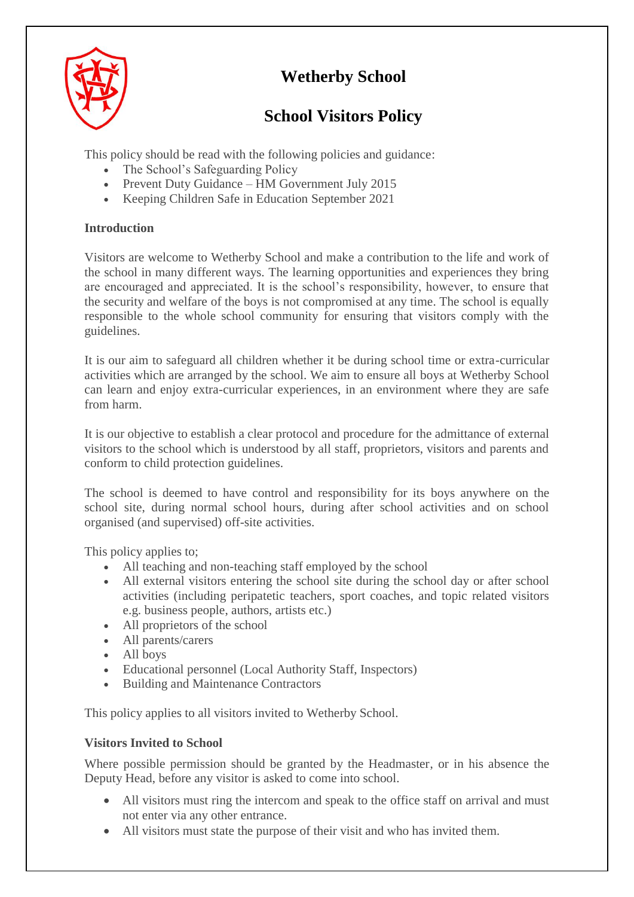# Wetherby School

## School Visitors Policy

This policy should be read with the following policies and guidance:

- The School's Safeguarding Policy
- Prevent Duty Guidance – HM Government July 2015
- Keeping Children Safe in Education September 2021

**Introduction**

Visitors are welcome to Wetherby School and make a contribution to the life and work of the school in many different ways. The learning opportunities and experiences they bring are encouraged and appreciated. It is the school's responsibility, however, to ensure that the security and welfare of the boys is not compromised at any time. The school is equally responsible to the whole school community for ensuring that visitors comply with the guidelines.

It is our aim to safeguard all children whether it be during school time or extra-curricular activities which are arranged by the school. We aim to ensure all boys at Wetherby School can learn and enjoy extra-curricular experiences, in an environment where they are safe from harm.

It is our objective to establish a clear protocol and procedure for the admittance of external visitors to the school which is understood by all staff, proprietors, visitors and parents and conform to child protection guidelines.

The school is deemed to have control and responsibility for its boys anywhere on the school site, during normal school hours, during after school activities and on school organised (and supervised) off-site activities.

This policy applies to;

- All teaching and non-teaching staff employed by the school
- All external visitors entering the school site during the school day or after school activities (including peripatetic teachers, sport coaches, and topic related visitors e.g. business people, authors, artists etc.)
- All proprietors of the school
- All parents/carers
- All boys
- Educational personnel (Local Authority Staff, Inspectors)
- Building and Maintenance Contractors

This policy applies to all visitors invited to Wetherby School.

**Visitors Invited to School**

Where possible permission should be granted by the Headmaster, or in his absence the Deputy Head, before any visitor is asked to come into school.

- All visitors must ring the intercom and speak to the office staff on arrival and must not enter via any other entrance.
- All visitors must state the purpose of their visit and who has invited them.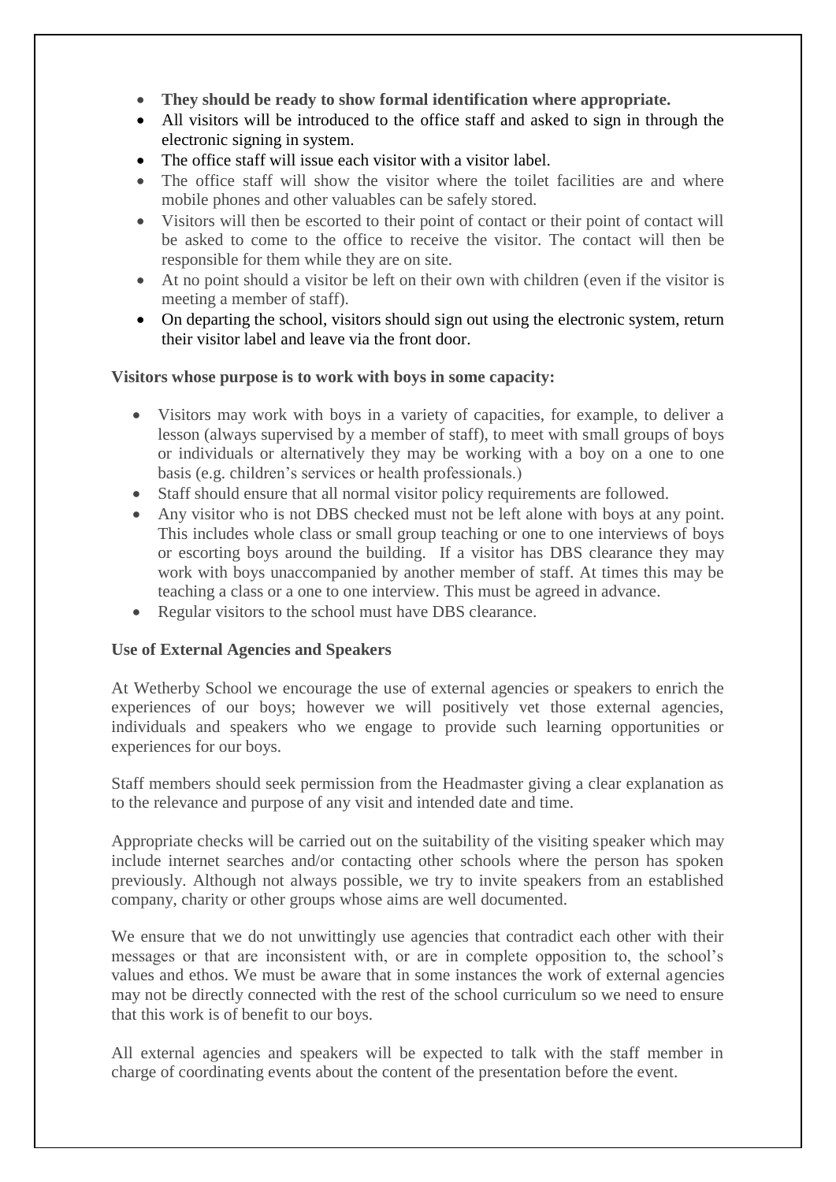- **They should be ready to show formal identification where appropriate.**
- All visitors will be introduced to the office staff and asked to sign in through the electronic signing in system.
- The office staff will issue each visitor with a visitor label.
- The office staff will show the visitor where the toilet facilities are and where mobile phones and other valuables can be safely stored.
- Visitors will then be escorted to their point of contact or their point of contact will be asked to come to the office to receive the visitor. The contact will then be responsible for them while they are on site.
- At no point should a visitor be left on their own with children (even if the visitor is meeting a member of staff).
- On departing the school, visitors should sign out using the electronic system, return their visitor label and leave via the front door.

**Visitors whose purpose is to work with boys in some capacity:**

- Visitors may work with boys in a variety of capacities, for example, to deliver a lesson (always supervised by a member of staff), to meet with small groups of boys or individuals or alternatively they may be working with a boy on a one to one basis (e.g. children's services or health professionals.)
- Staff should ensure that all normal visitor policy requirements are followed.
- Any visitor who is not DBS checked must not be left alone with boys at any point. This includes whole class or small group teaching or one to one interviews of boys or escorting boys around the building. If a visitor has DBS clearance they may work with boys unaccompanied by another member of staff. At times this may be teaching a class or a one to one interview. This must be agreed in advance.
- Regular visitors to the school must have DBS clearance.

**Use of External Agencies and Speakers**

At Wetherby School we encourage the use of external agencies or speakers to enrich the experiences of our boys; however we will positively vet those external agencies, individuals and speakers who we engage to provide such learning opportunities or experiences for our boys.

Staff members should seek permission from the Headmaster giving a clear explanation as to the relevance and purpose of any visit and intended date and time.

Appropriate checks will be carried out on the suitability of the visiting speaker which may include internet searches and/or contacting other schools where the person has spoken previously. Although not always possible, we try to invite speakers from an established company, charity or other groups whose aims are well documented.

We ensure that we do not unwittingly use agencies that contradict each other with their messages or that are inconsistent with, or are in complete opposition to, the school's values and ethos. We must be aware that in some instances the work of external agencies may not be directly connected with the rest of the school curriculum so we need to ensure that this work is of benefit to our boys.

All external agencies and speakers will be expected to talk with the staff member in charge of coordinating events about the content of the presentation before the event.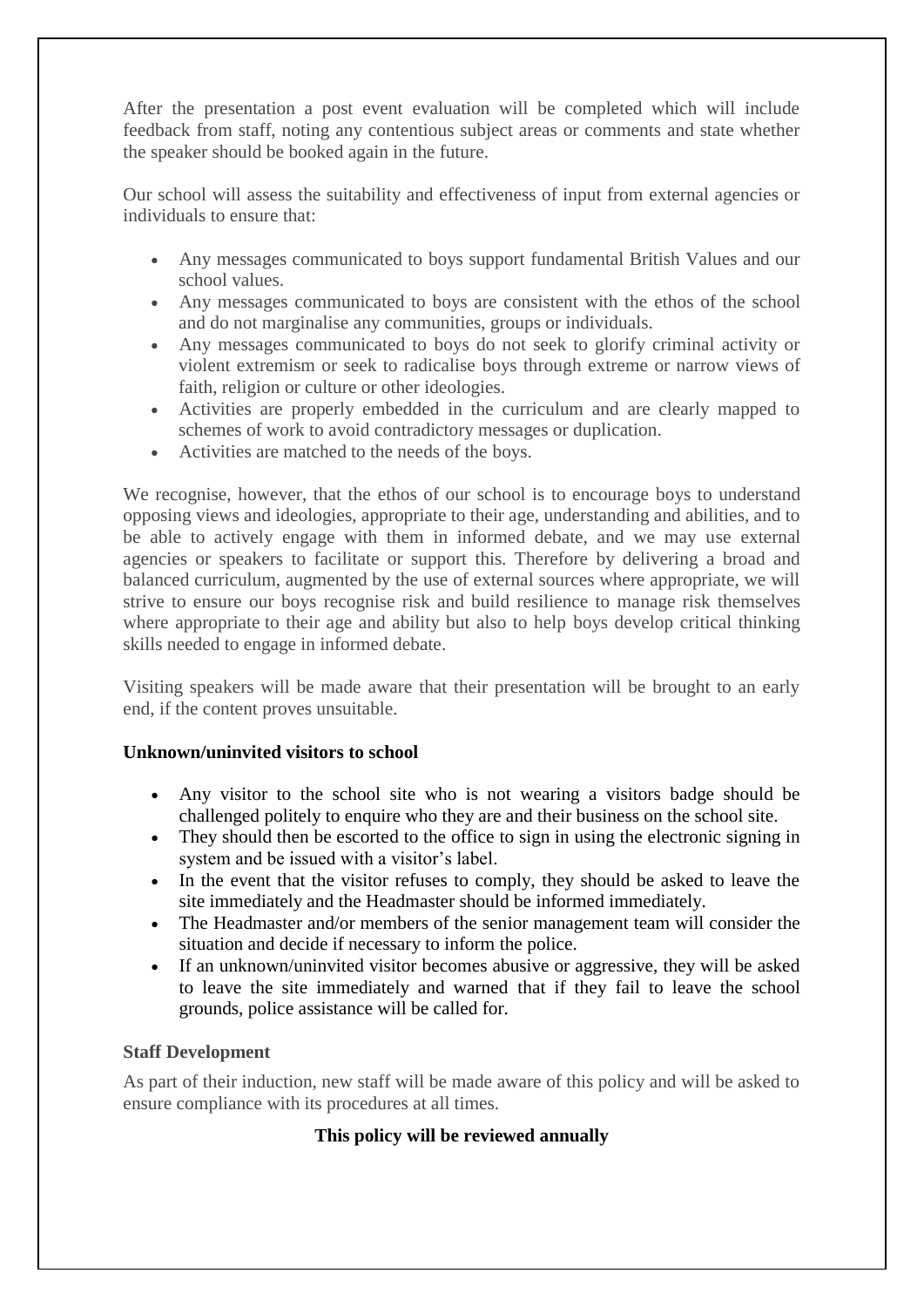After the presentation a post event evaluation will be completed which will include feedback from staff, noting any contentious subject areas or comments and state whether the speaker should be booked again in the future.

Our school will assess the suitability and effectiveness of input from external agencies or individuals to ensure that:

- Any messages communicated to boys support fundamental British Values and our school values.
- Any messages communicated to boys are consistent with the ethos of the school and do not marginalise any communities, groups or individuals.
- Any messages communicated to boys do not seek to glorify criminal activity or violent extremism or seek to radicalise boys through extreme or narrow views of faith, religion or culture or other ideologies.
- Activities are properly embedded in the curriculum and are clearly mapped to schemes of work to avoid contradictory messages or duplication.
- Activities are matched to the needs of the boys.

We recognise, however, that the ethos of our school is to encourage boys to understand opposing views and ideologies, appropriate to their age, understanding and abilities, and to be able to actively engage with them in informed debate, and we may use external agencies or speakers to facilitate or support this. Therefore by delivering a broad and balanced curriculum, augmented by the use of external sources where appropriate, we will strive to ensure our boys recognise risk and build resilience to manage risk themselves where appropriate to their age and ability but also to help boys develop critical thinking skills needed to engage in informed debate.

Visiting speakers will be made aware that their presentation will be brought to an early end, if the content proves unsuitable.

**Unknown/uninvited visitors to school**

- Any visitor to the school site who is not wearing a visitors badge should be challenged politely to enquire who they are and their business on the school site.
- They should then be escorted to the office to sign in using the electronic signing in system and be issued with a visitor's label.
- In the event that the visitor refuses to comply, they should be asked to leave the site immediately and the Headmaster should be informed immediately.
- The Headmaster and/or members of the senior management team will consider the situation and decide if necessary to inform the police.
- If an unknown/uninvited visitor becomes abusive or aggressive, they will be asked to leave the site immediately and warned that if they fail to leave the school grounds, police assistance will be called for.

**Staff Development**

As part of their induction, new staff will be made aware of this policy and will be asked to ensure compliance with its procedures at all times.

**This policy will be reviewed annually**